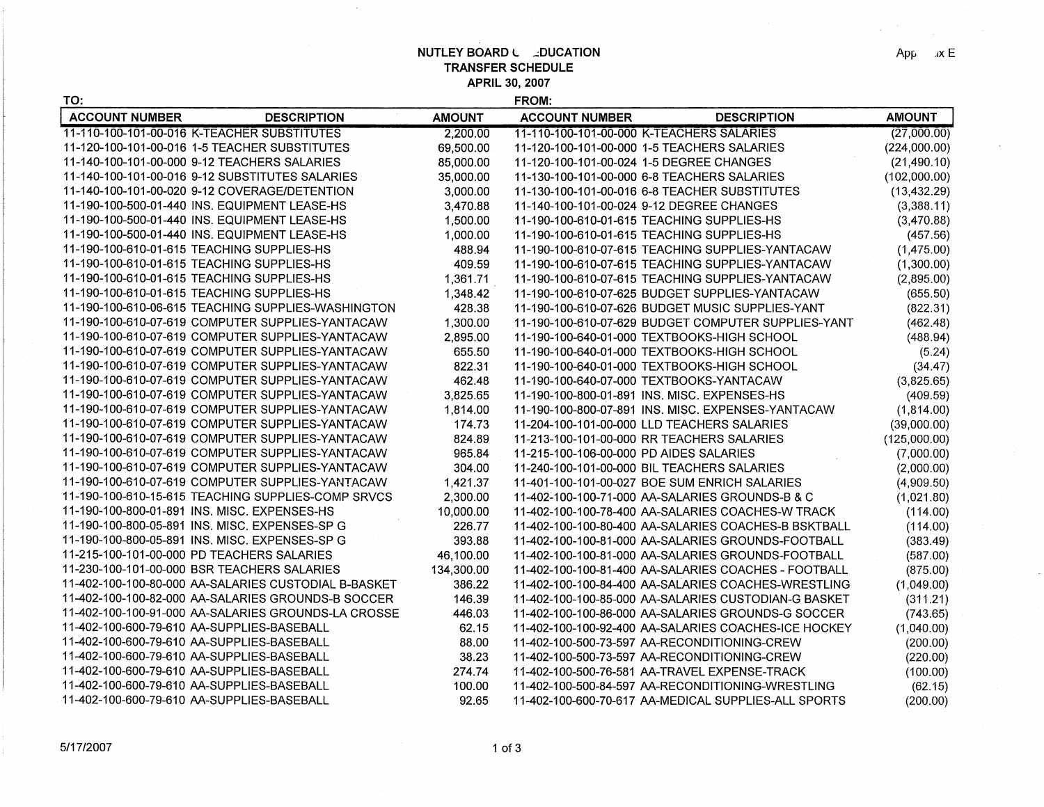# NUTLEY BOARD OF EDUCATION
## TRANSFER SCHEDULE
### APRIL 30, 2007

Appendix E

| TO: | | | FROM: | | |
|---|---|---|---|---|---|
| **ACCOUNT NUMBER** | **DESCRIPTION** | **AMOUNT** | **ACCOUNT NUMBER** | **DESCRIPTION** | **AMOUNT** |
| 11-110-100-101-00-016 | K-TEACHER SUBSTITUTES | 2,200.00 | 11-110-100-101-00-000 | K-TEACHERS SALARIES | (27,000.00) |
| 11-120-100-101-00-016 | 1-5 TEACHER SUBSTITUTES | 69,500.00 | 11-120-100-101-00-000 | 1-5 TEACHERS SALARIES | (224,000.00) |
| 11-140-100-101-00-000 | 9-12 TEACHERS SALARIES | 85,000.00 | 11-120-100-101-00-024 | 1-5 DEGREE CHANGES | (21,490.10) |
| 11-140-100-101-00-016 | 9-12 SUBSTITUTES SALARIES | 35,000.00 | 11-130-100-101-00-000 | 6-8 TEACHERS SALARIES | (102,000.00) |
| 11-140-100-101-00-020 | 9-12 COVERAGE/DETENTION | 3,000.00 | 11-130-100-101-00-016 | 6-8 TEACHER SUBSTITUTES | (13,432.29) |
| 11-190-100-500-01-440 | INS. EQUIPMENT LEASE-HS | 3,470.88 | 11-140-100-101-00-024 | 9-12 DEGREE CHANGES | (3,388.11) |
| 11-190-100-500-01-440 | INS. EQUIPMENT LEASE-HS | 1,500.00 | 11-190-100-610-01-615 | TEACHING SUPPLIES-HS | (3,470.88) |
| 11-190-100-500-01-440 | INS. EQUIPMENT LEASE-HS | 1,000.00 | 11-190-100-610-01-615 | TEACHING SUPPLIES-HS | (457.56) |
| 11-190-100-610-01-615 | TEACHING SUPPLIES-HS | 488.94 | 11-190-100-610-07-615 | TEACHING SUPPLIES-YANTACAW | (1,475.00) |
| 11-190-100-610-01-615 | TEACHING SUPPLIES-HS | 409.59 | 11-190-100-610-07-615 | TEACHING SUPPLIES-YANTACAW | (1,300.00) |
| 11-190-100-610-01-615 | TEACHING SUPPLIES-HS | 1,361.71 | 11-190-100-610-07-615 | TEACHING SUPPLIES-YANTACAW | (2,895.00) |
| 11-190-100-610-01-615 | TEACHING SUPPLIES-HS | 1,348.42 | 11-190-100-610-07-625 | BUDGET SUPPLIES-YANTACAW | (655.50) |
| 11-190-100-610-06-615 | TEACHING SUPPLIES-WASHINGTON | 428.38 | 11-190-100-610-07-626 | BUDGET MUSIC SUPPLIES-YANT | (822.31) |
| 11-190-100-610-07-619 | COMPUTER SUPPLIES-YANTACAW | 1,300.00 | 11-190-100-610-07-629 | BUDGET COMPUTER SUPPLIES-YANT | (462.48) |
| 11-190-100-610-07-619 | COMPUTER SUPPLIES-YANTACAW | 2,895.00 | 11-190-100-640-01-000 | TEXTBOOKS-HIGH SCHOOL | (488.94) |
| 11-190-100-610-07-619 | COMPUTER SUPPLIES-YANTACAW | 655.50 | 11-190-100-640-01-000 | TEXTBOOKS-HIGH SCHOOL | (5.24) |
| 11-190-100-610-07-619 | COMPUTER SUPPLIES-YANTACAW | 822.31 | 11-190-100-640-01-000 | TEXTBOOKS-HIGH SCHOOL | (34.47) |
| 11-190-100-610-07-619 | COMPUTER SUPPLIES-YANTACAW | 462.48 | 11-190-100-640-07-000 | TEXTBOOKS-YANTACAW | (3,825.65) |
| 11-190-100-610-07-619 | COMPUTER SUPPLIES-YANTACAW | 3,825.65 | 11-190-100-800-01-891 | INS. MISC. EXPENSES-HS | (409.59) |
| 11-190-100-610-07-619 | COMPUTER SUPPLIES-YANTACAW | 1,814.00 | 11-190-100-800-07-891 | INS. MISC. EXPENSES-YANTACAW | (1,814.00) |
| 11-190-100-610-07-619 | COMPUTER SUPPLIES-YANTACAW | 174.73 | 11-204-100-101-00-000 | LLD TEACHERS SALARIES | (39,000.00) |
| 11-190-100-610-07-619 | COMPUTER SUPPLIES-YANTACAW | 824.89 | 11-213-100-101-00-000 | RR TEACHERS SALARIES | (125,000.00) |
| 11-190-100-610-07-619 | COMPUTER SUPPLIES-YANTACAW | 965.84 | 11-215-100-106-00-000 | PD AIDES SALARIES | (7,000.00) |
| 11-190-100-610-07-619 | COMPUTER SUPPLIES-YANTACAW | 304.00 | 11-240-100-101-00-000 | BIL TEACHERS SALARIES | (2,000.00) |
| 11-190-100-610-07-619 | COMPUTER SUPPLIES-YANTACAW | 1,421.37 | 11-401-100-101-00-027 | BOE SUM ENRICH SALARIES | (4,909.50) |
| 11-190-100-610-15-615 | TEACHING SUPPLIES-COMP SRVCS | 2,300.00 | 11-402-100-100-71-000 | AA-SALARIES GROUNDS-B & C | (1,021.80) |
| 11-190-100-800-01-891 | INS. MISC. EXPENSES-HS | 10,000.00 | 11-402-100-100-78-400 | AA-SALARIES COACHES-W TRACK | (114.00) |
| 11-190-100-800-05-891 | INS. MISC. EXPENSES-SP G | 226.77 | 11-402-100-100-80-400 | AA-SALARIES COACHES-B BSKTBALL | (114.00) |
| 11-190-100-800-05-891 | INS. MISC. EXPENSES-SP G | 393.88 | 11-402-100-100-81-000 | AA-SALARIES GROUNDS-FOOTBALL | (383.49) |
| 11-215-100-101-00-000 | PD TEACHERS SALARIES | 46,100.00 | 11-402-100-100-81-000 | AA-SALARIES GROUNDS-FOOTBALL | (587.00) |
| 11-230-100-101-00-000 | BSR TEACHERS SALARIES | 134,300.00 | 11-402-100-100-81-400 | AA-SALARIES COACHES - FOOTBALL | (875.00) |
| 11-402-100-100-80-000 | AA-SALARIES CUSTODIAL B-BASKET | 386.22 | 11-402-100-100-84-400 | AA-SALARIES COACHES-WRESTLING | (1,049.00) |
| 11-402-100-100-82-000 | AA-SALARIES GROUNDS-B SOCCER | 146.39 | 11-402-100-100-85-000 | AA-SALARIES CUSTODIAN-G BASKET | (311.21) |
| 11-402-100-100-91-000 | AA-SALARIES GROUNDS-LA CROSSE | 446.03 | 11-402-100-100-86-000 | AA-SALARIES GROUNDS-G SOCCER | (743.65) |
| 11-402-100-600-79-610 | AA-SUPPLIES-BASEBALL | 62.15 | 11-402-100-100-92-400 | AA-SALARIES COACHES-ICE HOCKEY | (1,040.00) |
| 11-402-100-600-79-610 | AA-SUPPLIES-BASEBALL | 88.00 | 11-402-100-500-73-597 | AA-RECONDITIONING-CREW | (200.00) |
| 11-402-100-600-79-610 | AA-SUPPLIES-BASEBALL | 38.23 | 11-402-100-500-73-597 | AA-RECONDITIONING-CREW | (220.00) |
| 11-402-100-600-79-610 | AA-SUPPLIES-BASEBALL | 274.74 | 11-402-100-500-76-581 | AA-TRAVEL EXPENSE-TRACK | (100.00) |
| 11-402-100-600-79-610 | AA-SUPPLIES-BASEBALL | 100.00 | 11-402-100-500-84-597 | AA-RECONDITIONING-WRESTLING | (62.15) |
| 11-402-100-600-79-610 | AA-SUPPLIES-BASEBALL | 92.65 | 11-402-100-600-70-617 | AA-MEDICAL SUPPLIES-ALL SPORTS | (200.00) |

5/17/2007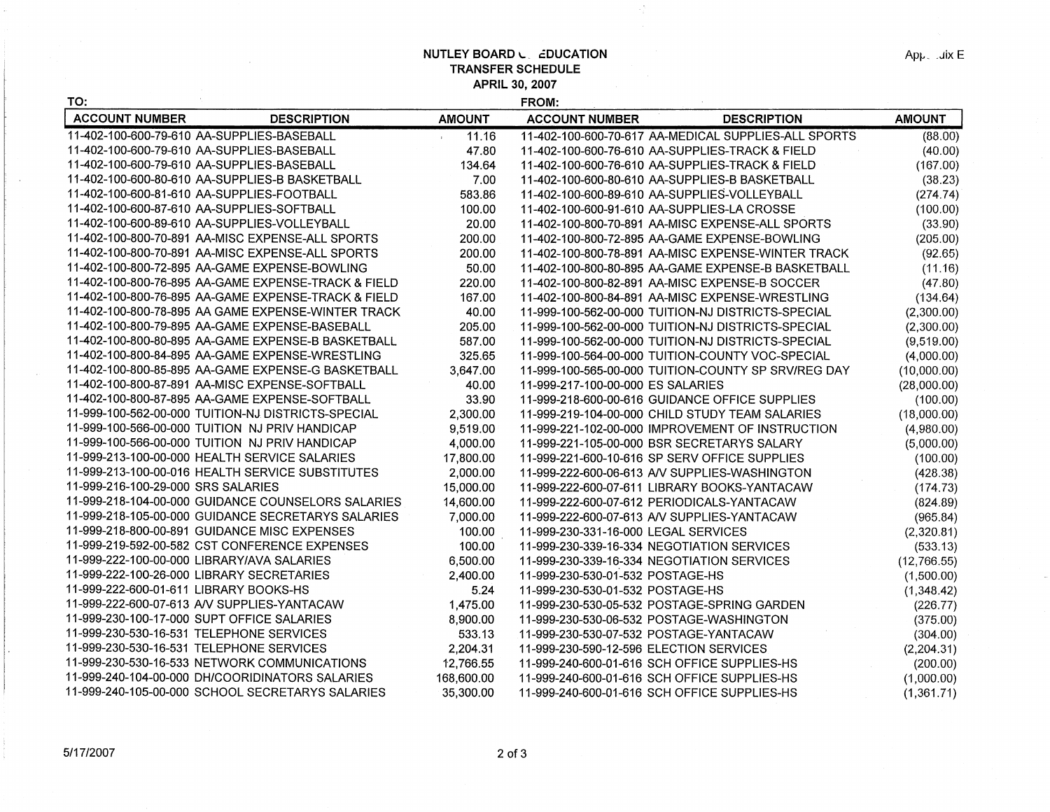NUTLEY BOARD OF EDUCATION
TRANSFER SCHEDULE
APRIL 30, 2007

Appendix E

| TO: | | | FROM: | | |
|---|---|---|---|---|---|
| ACCOUNT NUMBER | DESCRIPTION | AMOUNT | ACCOUNT NUMBER | DESCRIPTION | AMOUNT |
| 11-402-100-600-79-610 | AA-SUPPLIES-BASEBALL | 11.16 | 11-402-100-600-70-617 | AA-MEDICAL SUPPLIES-ALL SPORTS | (88.00) |
| 11-402-100-600-79-610 | AA-SUPPLIES-BASEBALL | 47.80 | 11-402-100-600-76-610 | AA-SUPPLIES-TRACK & FIELD | (40.00) |
| 11-402-100-600-79-610 | AA-SUPPLIES-BASEBALL | 134.64 | 11-402-100-600-76-610 | AA-SUPPLIES-TRACK & FIELD | (167.00) |
| 11-402-100-600-80-610 | AA-SUPPLIES-B BASKETBALL | 7.00 | 11-402-100-600-80-610 | AA-SUPPLIES-B BASKETBALL | (38.23) |
| 11-402-100-600-81-610 | AA-SUPPLIES-FOOTBALL | 583.86 | 11-402-100-600-89-610 | AA-SUPPLIES-VOLLEYBALL | (274.74) |
| 11-402-100-600-87-610 | AA-SUPPLIES-SOFTBALL | 100.00 | 11-402-100-600-91-610 | AA-SUPPLIES-LA CROSSE | (100.00) |
| 11-402-100-600-89-610 | AA-SUPPLIES-VOLLEYBALL | 20.00 | 11-402-100-800-70-891 | AA-MISC EXPENSE-ALL SPORTS | (33.90) |
| 11-402-100-800-70-891 | AA-MISC EXPENSE-ALL SPORTS | 200.00 | 11-402-100-800-72-895 | AA-GAME EXPENSE-BOWLING | (205.00) |
| 11-402-100-800-70-891 | AA-MISC EXPENSE-ALL SPORTS | 200.00 | 11-402-100-800-78-891 | AA-MISC EXPENSE-WINTER TRACK | (92.65) |
| 11-402-100-800-72-895 | AA-GAME EXPENSE-BOWLING | 50.00 | 11-402-100-800-80-895 | AA-GAME EXPENSE-B BASKETBALL | (11.16) |
| 11-402-100-800-76-895 | AA-GAME EXPENSE-TRACK & FIELD | 220.00 | 11-402-100-800-82-891 | AA-MISC EXPENSE-B SOCCER | (47.80) |
| 11-402-100-800-76-895 | AA-GAME EXPENSE-TRACK & FIELD | 167.00 | 11-402-100-800-84-891 | AA-MISC EXPENSE-WRESTLING | (134.64) |
| 11-402-100-800-78-895 | AA GAME EXPENSE-WINTER TRACK | 40.00 | 11-999-100-562-00-000 | TUITION-NJ DISTRICTS-SPECIAL | (2,300.00) |
| 11-402-100-800-79-895 | AA-GAME EXPENSE-BASEBALL | 205.00 | 11-999-100-562-00-000 | TUITION-NJ DISTRICTS-SPECIAL | (2,300.00) |
| 11-402-100-800-80-895 | AA-GAME EXPENSE-B BASKETBALL | 587.00 | 11-999-100-562-00-000 | TUITION-NJ DISTRICTS-SPECIAL | (9,519.00) |
| 11-402-100-800-84-895 | AA-GAME EXPENSE-WRESTLING | 325.65 | 11-999-100-564-00-000 | TUITION-COUNTY VOC-SPECIAL | (4,000.00) |
| 11-402-100-800-85-895 | AA-GAME EXPENSE-G BASKETBALL | 3,647.00 | 11-999-100-565-00-000 | TUITION-COUNTY SP SRV/REG DAY | (10,000.00) |
| 11-402-100-800-87-891 | AA-MISC EXPENSE-SOFTBALL | 40.00 | 11-999-217-100-00-000 | ES SALARIES | (28,000.00) |
| 11-402-100-800-87-895 | AA-GAME EXPENSE-SOFTBALL | 33.90 | 11-999-218-600-00-616 | GUIDANCE OFFICE SUPPLIES | (100.00) |
| 11-999-100-562-00-000 | TUITION-NJ DISTRICTS-SPECIAL | 2,300.00 | 11-999-219-104-00-000 | CHILD STUDY TEAM SALARIES | (18,000.00) |
| 11-999-100-566-00-000 | TUITION NJ PRIV HANDICAP | 9,519.00 | 11-999-221-102-00-000 | IMPROVEMENT OF INSTRUCTION | (4,980.00) |
| 11-999-100-566-00-000 | TUITION NJ PRIV HANDICAP | 4,000.00 | 11-999-221-105-00-000 | BSR SECRETARYS SALARY | (5,000.00) |
| 11-999-213-100-00-000 | HEALTH SERVICE SALARIES | 17,800.00 | 11-999-221-600-10-616 | SP SERV OFFICE SUPPLIES | (100.00) |
| 11-999-213-100-00-016 | HEALTH SERVICE SUBSTITUTES | 2,000.00 | 11-999-222-600-06-613 | A/V SUPPLIES-WASHINGTON | (428.38) |
| 11-999-216-100-29-000 | SRS SALARIES | 15,000.00 | 11-999-222-600-07-611 | LIBRARY BOOKS-YANTACAW | (174.73) |
| 11-999-218-104-00-000 | GUIDANCE COUNSELORS SALARIES | 14,600.00 | 11-999-222-600-07-612 | PERIODICALS-YANTACAW | (824.89) |
| 11-999-218-105-00-000 | GUIDANCE SECRETARYS SALARIES | 7,000.00 | 11-999-222-600-07-613 | A/V SUPPLIES-YANTACAW | (965.84) |
| 11-999-218-800-00-891 | GUIDANCE MISC EXPENSES | 100.00 | 11-999-230-331-16-000 | LEGAL SERVICES | (2,320.81) |
| 11-999-219-592-00-582 | CST CONFERENCE EXPENSES | 100.00 | 11-999-230-339-16-334 | NEGOTIATION SERVICES | (533.13) |
| 11-999-222-100-00-000 | LIBRARY/AVA SALARIES | 6,500.00 | 11-999-230-339-16-334 | NEGOTIATION SERVICES | (12,766.55) |
| 11-999-222-100-26-000 | LIBRARY SECRETARIES | 2,400.00 | 11-999-230-530-01-532 | POSTAGE-HS | (1,500.00) |
| 11-999-222-600-01-611 | LIBRARY BOOKS-HS | 5.24 | 11-999-230-530-01-532 | POSTAGE-HS | (1,348.42) |
| 11-999-222-600-07-613 | A/V SUPPLIES-YANTACAW | 1,475.00 | 11-999-230-530-05-532 | POSTAGE-SPRING GARDEN | (226.77) |
| 11-999-230-100-17-000 | SUPT OFFICE SALARIES | 8,900.00 | 11-999-230-530-06-532 | POSTAGE-WASHINGTON | (375.00) |
| 11-999-230-530-16-531 | TELEPHONE SERVICES | 533.13 | 11-999-230-530-07-532 | POSTAGE-YANTACAW | (304.00) |
| 11-999-230-530-16-531 | TELEPHONE SERVICES | 2,204.31 | 11-999-230-590-12-596 | ELECTION SERVICES | (2,204.31) |
| 11-999-230-530-16-533 | NETWORK COMMUNICATIONS | 12,766.55 | 11-999-240-600-01-616 | SCH OFFICE SUPPLIES-HS | (200.00) |
| 11-999-240-104-00-000 | DH/COORIDINATORS SALARIES | 168,600.00 | 11-999-240-600-01-616 | SCH OFFICE SUPPLIES-HS | (1,000.00) |
| 11-999-240-105-00-000 | SCHOOL SECRETARYS SALARIES | 35,300.00 | 11-999-240-600-01-616 | SCH OFFICE SUPPLIES-HS | (1,361.71) |

5/17/2007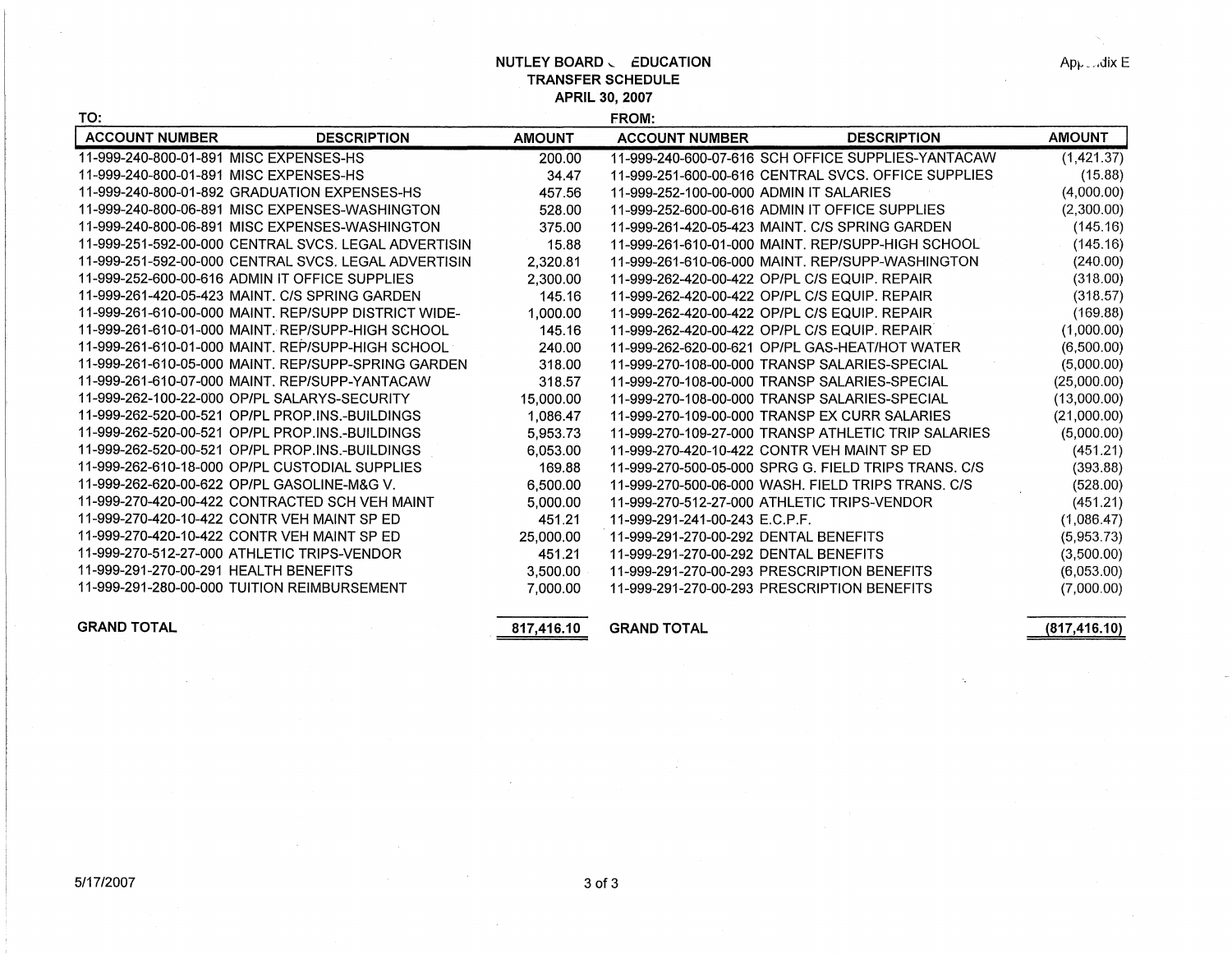# NUTLEY BOARD OF EDUCATION
## TRANSFER SCHEDULE
## APRIL 30, 2007

Appendix E

| TO: ACCOUNT NUMBER | DESCRIPTION | AMOUNT | FROM: ACCOUNT NUMBER | DESCRIPTION | AMOUNT |
|---|---|---|---|---|---|
| 11-999-240-800-01-891 | MISC EXPENSES-HS | 200.00 | 11-999-240-600-07-616 | SCH OFFICE SUPPLIES-YANTACAW | (1,421.37) |
| 11-999-240-800-01-891 | MISC EXPENSES-HS | 34.47 | 11-999-251-600-00-616 | CENTRAL SVCS. OFFICE SUPPLIES | (15.88) |
| 11-999-240-800-01-892 | GRADUATION EXPENSES-HS | 457.56 | 11-999-252-100-00-000 | ADMIN IT SALARIES | (4,000.00) |
| 11-999-240-800-06-891 | MISC EXPENSES-WASHINGTON | 528.00 | 11-999-252-600-00-616 | ADMIN IT OFFICE SUPPLIES | (2,300.00) |
| 11-999-240-800-06-891 | MISC EXPENSES-WASHINGTON | 375.00 | 11-999-261-420-05-423 | MAINT. C/S SPRING GARDEN | (145.16) |
| 11-999-251-592-00-000 | CENTRAL SVCS. LEGAL ADVERTISIN | 15.88 | 11-999-261-610-01-000 | MAINT. REP/SUPP-HIGH SCHOOL | (145.16) |
| 11-999-251-592-00-000 | CENTRAL SVCS. LEGAL ADVERTISIN | 2,320.81 | 11-999-261-610-06-000 | MAINT. REP/SUPP-WASHINGTON | (240.00) |
| 11-999-252-600-00-616 | ADMIN IT OFFICE SUPPLIES | 2,300.00 | 11-999-262-420-00-422 | OP/PL C/S EQUIP. REPAIR | (318.00) |
| 11-999-261-420-05-423 | MAINT. C/S SPRING GARDEN | 145.16 | 11-999-262-420-00-422 | OP/PL C/S EQUIP. REPAIR | (318.57) |
| 11-999-261-610-00-000 | MAINT. REP/SUPP DISTRICT WIDE- | 1,000.00 | 11-999-262-420-00-422 | OP/PL C/S EQUIP. REPAIR | (169.88) |
| 11-999-261-610-01-000 | MAINT. REP/SUPP-HIGH SCHOOL | 145.16 | 11-999-262-420-00-422 | OP/PL C/S EQUIP. REPAIR | (1,000.00) |
| 11-999-261-610-01-000 | MAINT. REP/SUPP-HIGH SCHOOL | 240.00 | 11-999-262-620-00-621 | OP/PL GAS-HEAT/HOT WATER | (6,500.00) |
| 11-999-261-610-05-000 | MAINT. REP/SUPP-SPRING GARDEN | 318.00 | 11-999-270-108-00-000 | TRANSP SALARIES-SPECIAL | (5,000.00) |
| 11-999-261-610-07-000 | MAINT. REP/SUPP-YANTACAW | 318.57 | 11-999-270-108-00-000 | TRANSP SALARIES-SPECIAL | (25,000.00) |
| 11-999-262-100-22-000 | OP/PL SALARYS-SECURITY | 15,000.00 | 11-999-270-108-00-000 | TRANSP SALARIES-SPECIAL | (13,000.00) |
| 11-999-262-520-00-521 | OP/PL PROP.INS.-BUILDINGS | 1,086.47 | 11-999-270-109-00-000 | TRANSP EX CURR SALARIES | (21,000.00) |
| 11-999-262-520-00-521 | OP/PL PROP.INS.-BUILDINGS | 5,953.73 | 11-999-270-109-27-000 | TRANSP ATHLETIC TRIP SALARIES | (5,000.00) |
| 11-999-262-520-00-521 | OP/PL PROP.INS.-BUILDINGS | 6,053.00 | 11-999-270-420-10-422 | CONTR VEH MAINT SP ED | (451.21) |
| 11-999-262-610-18-000 | OP/PL CUSTODIAL SUPPLIES | 169.88 | 11-999-270-500-05-000 | SPRG G. FIELD TRIPS TRANS. C/S | (393.88) |
| 11-999-262-620-00-622 | OP/PL GASOLINE-M&G V. | 6,500.00 | 11-999-270-500-06-000 | WASH. FIELD TRIPS TRANS. C/S | (528.00) |
| 11-999-270-420-00-422 | CONTRACTED SCH VEH MAINT | 5,000.00 | 11-999-270-512-27-000 | ATHLETIC TRIPS-VENDOR | (451.21) |
| 11-999-270-420-10-422 | CONTR VEH MAINT SP ED | 451.21 | 11-999-291-241-00-243 | E.C.P.F. | (1,086.47) |
| 11-999-270-420-10-422 | CONTR VEH MAINT SP ED | 25,000.00 | 11-999-291-270-00-292 | DENTAL BENEFITS | (5,953.73) |
| 11-999-270-512-27-000 | ATHLETIC TRIPS-VENDOR | 451.21 | 11-999-291-270-00-292 | DENTAL BENEFITS | (3,500.00) |
| 11-999-291-270-00-291 | HEALTH BENEFITS | 3,500.00 | 11-999-291-270-00-293 | PRESCRIPTION BENEFITS | (6,053.00) |
| 11-999-291-280-00-000 | TUITION REIMBURSEMENT | 7,000.00 | 11-999-291-270-00-293 | PRESCRIPTION BENEFITS | (7,000.00) |
| **GRAND TOTAL** | | **817,416.10** | **GRAND TOTAL** | | **(817,416.10)** |

5/17/2007